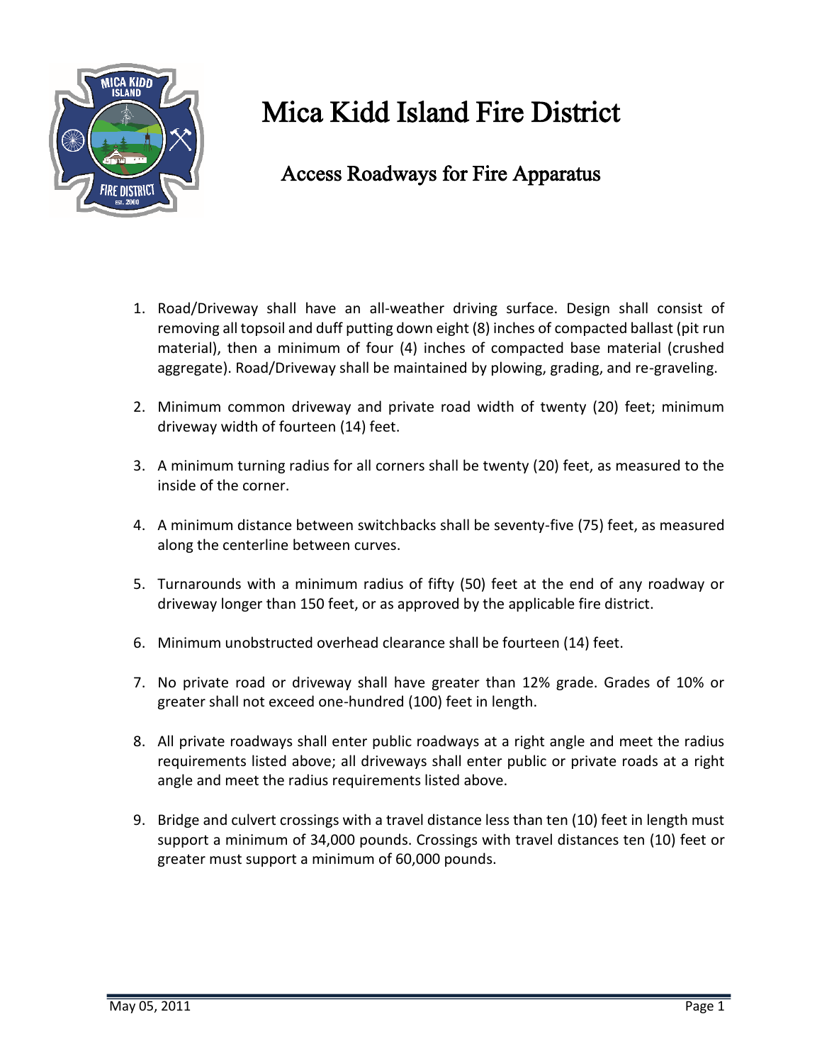# Mica Kidd Island Fire District

## Access Roadways for Fire Apparatus

1. Road/Driveway shall have an all-weather driving surface. Design shall consist of removing all topsoil and duff putting down eight (8) inches of compacted ballast (pit run material), then a minimum of four (4) inches of compacted base material (crushed aggregate). Road/Driveway shall be maintained by plowing, grading, and re-graveling.

2. Minimum common driveway and private road width of twenty (20) feet; minimum driveway width of fourteen (14) feet.

3. A minimum turning radius for all corners shall be twenty (20) feet, as measured to the inside of the corner.

4. A minimum distance between switchbacks shall be seventy-five (75) feet, as measured along the centerline between curves.

5. Turnarounds with a minimum radius of fifty (50) feet at the end of any roadway or driveway longer than 150 feet, or as approved by the applicable fire district.

6. Minimum unobstructed overhead clearance shall be fourteen (14) feet.

7. No private road or driveway shall have greater than 12% grade. Grades of 10% or greater shall not exceed one-hundred (100) feet in length.

8. All private roadways shall enter public roadways at a right angle and meet the radius requirements listed above; all driveways shall enter public or private roads at a right angle and meet the radius requirements listed above.

9. Bridge and culvert crossings with a travel distance less than ten (10) feet in length must support a minimum of 34,000 pounds. Crossings with travel distances ten (10) feet or greater must support a minimum of 60,000 pounds.

May 05, 2011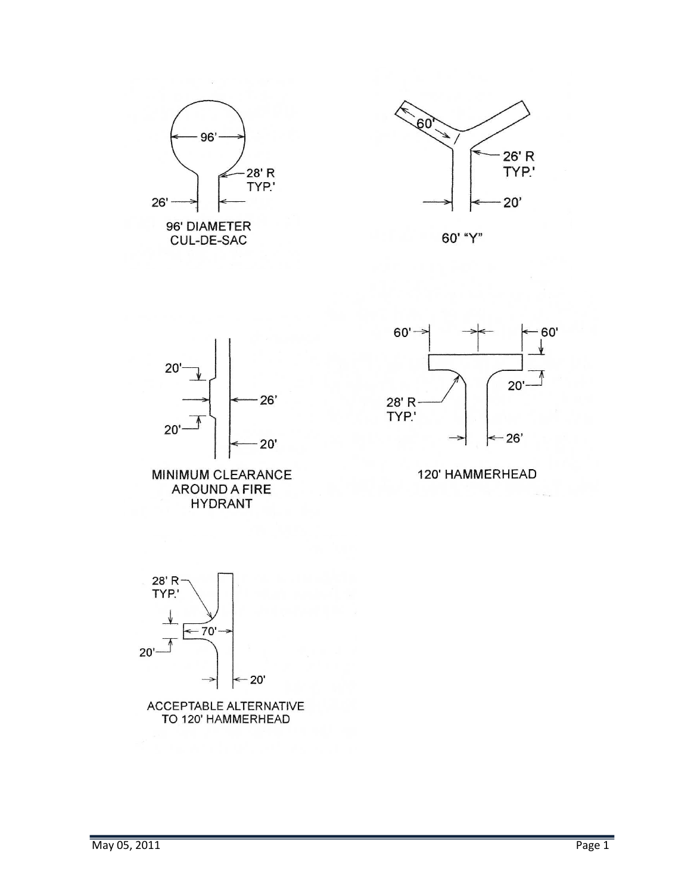96'

28' R
TYP.'

26'

96' DIAMETER
CUL-DE-SAC

60'

26' R
TYP.'

20'

60' "Y"

20'

26'

20'

20'

MINIMUM CLEARANCE
AROUND A FIRE
HYDRANT

60'

60'

20'

28' R
TYP.'

26'

120' HAMMERHEAD

28' R
TYP.'

70'

20'

20'

ACCEPTABLE ALTERNATIVE
TO 120' HAMMERHEAD